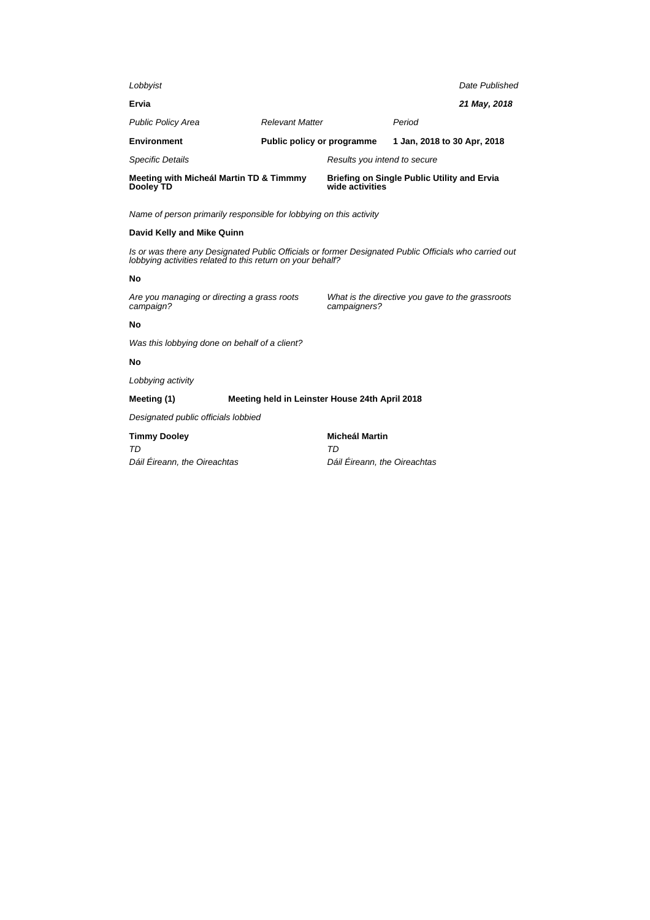*Lobbyist*

**Ervia**

*Date Published*

***21 May, 2018***

| *Public Policy Area* | *Relevant Matter* | *Period* |
|---|---|---|
| **Environment** | **Public policy or programme** | **1 Jan, 2018 to 30 Apr, 2018** |

| *Specific Details* | *Results you intend to secure* |
|---|---|
| **Meeting with Micheál Martin TD & Timmmy Dooley TD** | **Briefing on Single Public Utility and Ervia wide activities** |

*Name of person primarily responsible for lobbying on this activity*

**David Kelly and Mike Quinn**

*Is or was there any Designated Public Officials or former Designated Public Officials who carried out lobbying activities related to this return on your behalf?*

**No**

*Are you managing or directing a grass roots campaign?*

*What is the directive you gave to the grassroots campaigners?*

**No**

*Was this lobbying done on behalf of a client?*

**No**

*Lobbying activity*

**Meeting (1)** **Meeting held in Leinster House 24th April 2018**

*Designated public officials lobbied*

| **Timmy Dooley** | **Micheál Martin** |
|---|---|
| *TD* | *TD* |
| *Dáil Éireann, the Oireachtas* | *Dáil Éireann, the Oireachtas* |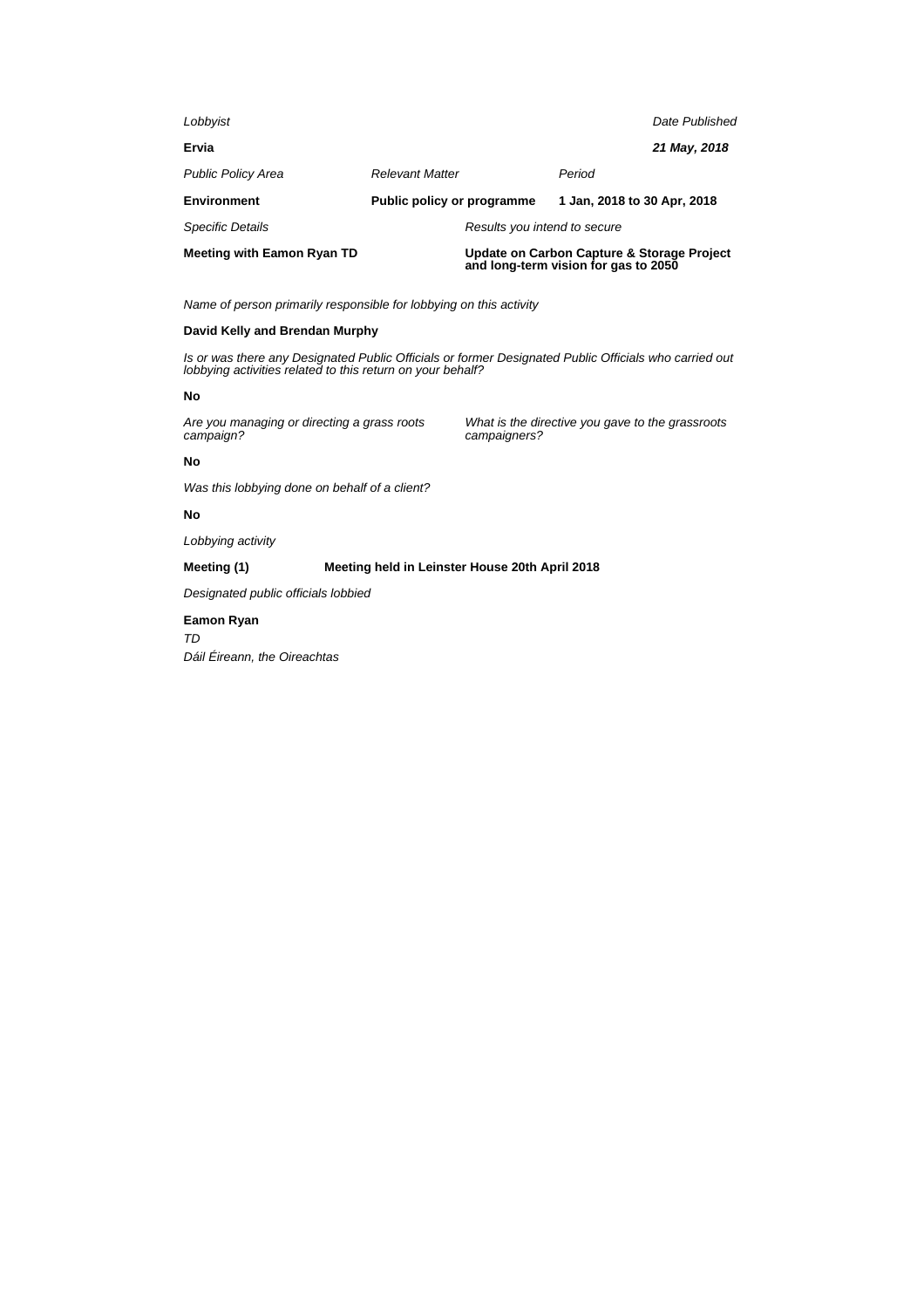*Lobbyist* | *Date Published*

**Ervia** | ***21 May, 2018***

| *Public Policy Area* | *Relevant Matter* | *Period* |
|---|---|---|
| **Environment** | **Public policy or programme** | **1 Jan, 2018 to 30 Apr, 2018** |

| *Specific Details* | *Results you intend to secure* |
|---|---|
| **Meeting with Eamon Ryan TD** | **Update on Carbon Capture & Storage Project and long-term vision for gas to 2050** |

*Name of person primarily responsible for lobbying on this activity*

**David Kelly and Brendan Murphy**

*Is or was there any Designated Public Officials or former Designated Public Officials who carried out lobbying activities related to this return on your behalf?*

**No**

*Are you managing or directing a grass roots campaign?*

*What is the directive you gave to the grassroots campaigners?*

**No**

*Was this lobbying done on behalf of a client?*

**No**

*Lobbying activity*

**Meeting (1)** **Meeting held in Leinster House 20th April 2018**

*Designated public officials lobbied*

**Eamon Ryan**
*TD*
*Dáil Éireann, the Oireachtas*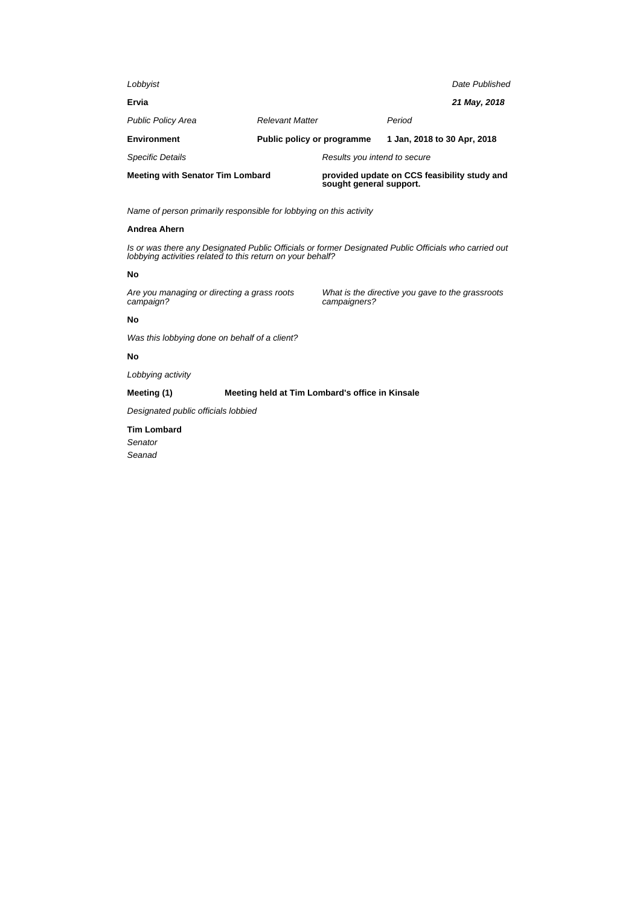*Lobbyist* | *Date Published*

**Ervia** | ***21 May, 2018***

| *Public Policy Area* | *Relevant Matter* | *Period* |
| --- | --- | --- |
| **Environment** | **Public policy or programme** | **1 Jan, 2018 to 30 Apr, 2018** |

| *Specific Details* | *Results you intend to secure* |
| --- | --- |
| **Meeting with Senator Tim Lombard** | **provided update on CCS feasibility study and sought general support.** |

*Name of person primarily responsible for lobbying on this activity*

**Andrea Ahern**

*Is or was there any Designated Public Officials or former Designated Public Officials who carried out lobbying activities related to this return on your behalf?*

**No**

*Are you managing or directing a grass roots campaign?*

*What is the directive you gave to the grassroots campaigners?*

**No**

*Was this lobbying done on behalf of a client?*

**No**

*Lobbying activity*

**Meeting (1)** **Meeting held at Tim Lombard's office in Kinsale**

*Designated public officials lobbied*

**Tim Lombard**
*Senator*
*Seanad*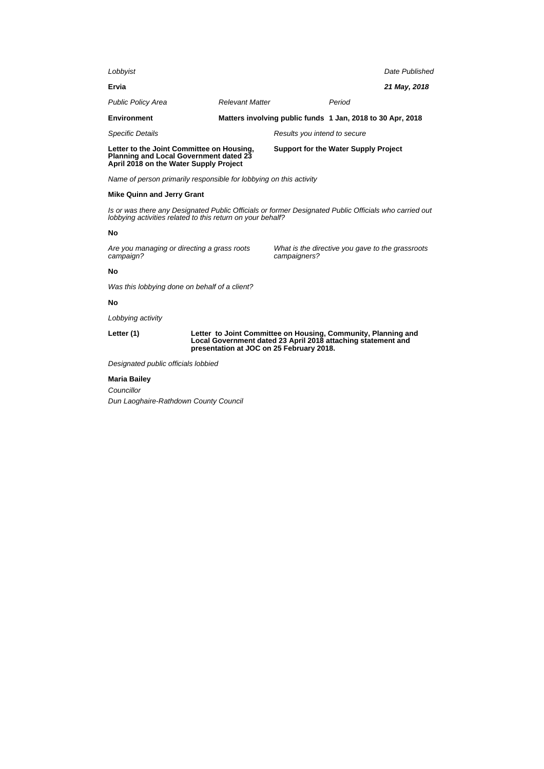*Lobbyist*

**Ervia**

*Date Published*

***21 May, 2018***

| *Public Policy Area* | *Relevant Matter* | *Period* |
|---|---|---|
| **Environment** | **Matters involving public funds** | **1 Jan, 2018 to 30 Apr, 2018** |

| *Specific Details* | *Results you intend to secure* |
|---|---|
| **Letter to the Joint Committee on Housing, Planning and Local Government dated 23 April 2018 on the Water Supply Project** | **Support for the Water Supply Project** |

*Name of person primarily responsible for lobbying on this activity*

**Mike Quinn and Jerry Grant**

*Is or was there any Designated Public Officials or former Designated Public Officials who carried out lobbying activities related to this return on your behalf?*

**No**

| *Are you managing or directing a grass roots campaign?* | *What is the directive you gave to the grassroots campaigners?* |
|---|---|
| **No** | |

*Was this lobbying done on behalf of a client?*

**No**

*Lobbying activity*

| | |
|---|---|
| **Letter (1)** | **Letter to Joint Committee on Housing, Community, Planning and Local Government dated 23 April 2018 attaching statement and presentation at JOC on 25 February 2018.** |

*Designated public officials lobbied*

**Maria Bailey**

*Councillor*

*Dun Laoghaire-Rathdown County Council*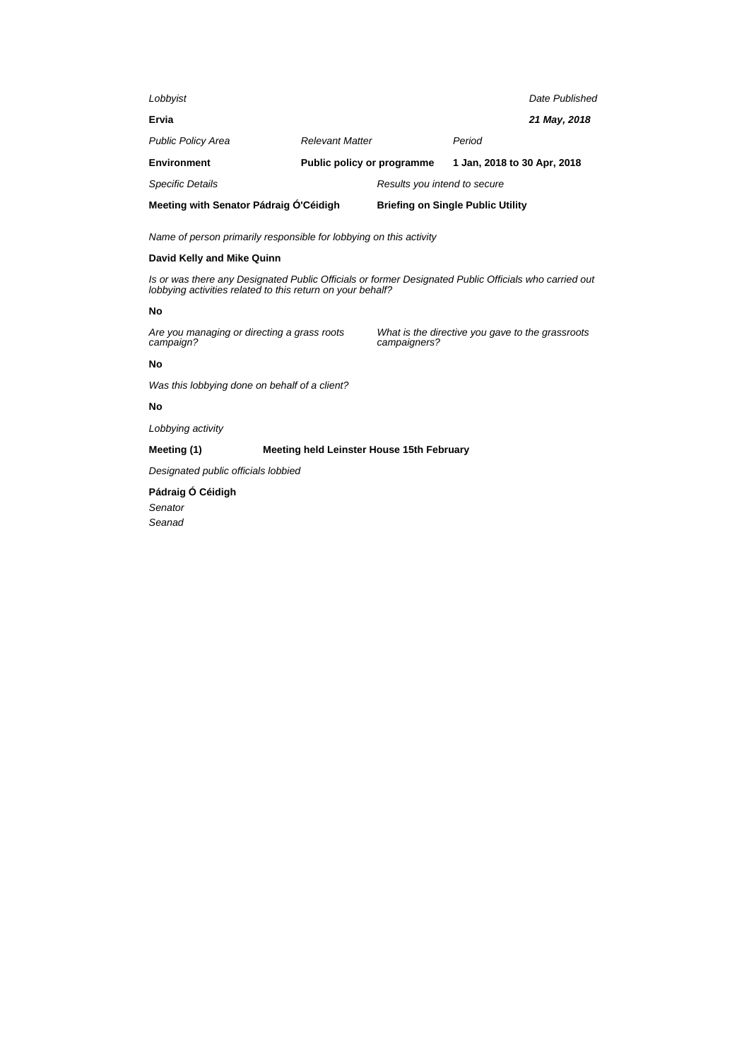| *Lobbyist* | | | *Date Published* |
| --- | --- | --- | --- |
| **Ervia** | | | ***21 May, 2018*** |
| *Public Policy Area* | *Relevant Matter* | *Period* | |
| **Environment** | **Public policy or programme** | **1 Jan, 2018 to 30 Apr, 2018** | |

| *Specific Details* | *Results you intend to secure* |
| --- | --- |
| **Meeting with Senator Pádraig Ó'Céidigh** | **Briefing on Single Public Utility** |

*Name of person primarily responsible for lobbying on this activity*

**David Kelly and Mike Quinn**

*Is or was there any Designated Public Officials or former Designated Public Officials who carried out lobbying activities related to this return on your behalf?*

**No**

| *Are you managing or directing a grass roots campaign?* | *What is the directive you gave to the grassroots campaigners?* |
| --- | --- |
| **No** | |

*Was this lobbying done on behalf of a client?*

**No**

*Lobbying activity*

**Meeting (1)** **Meeting held Leinster House 15th February**

*Designated public officials lobbied*

**Pádraig Ó Céidigh**
*Senator*
*Seanad*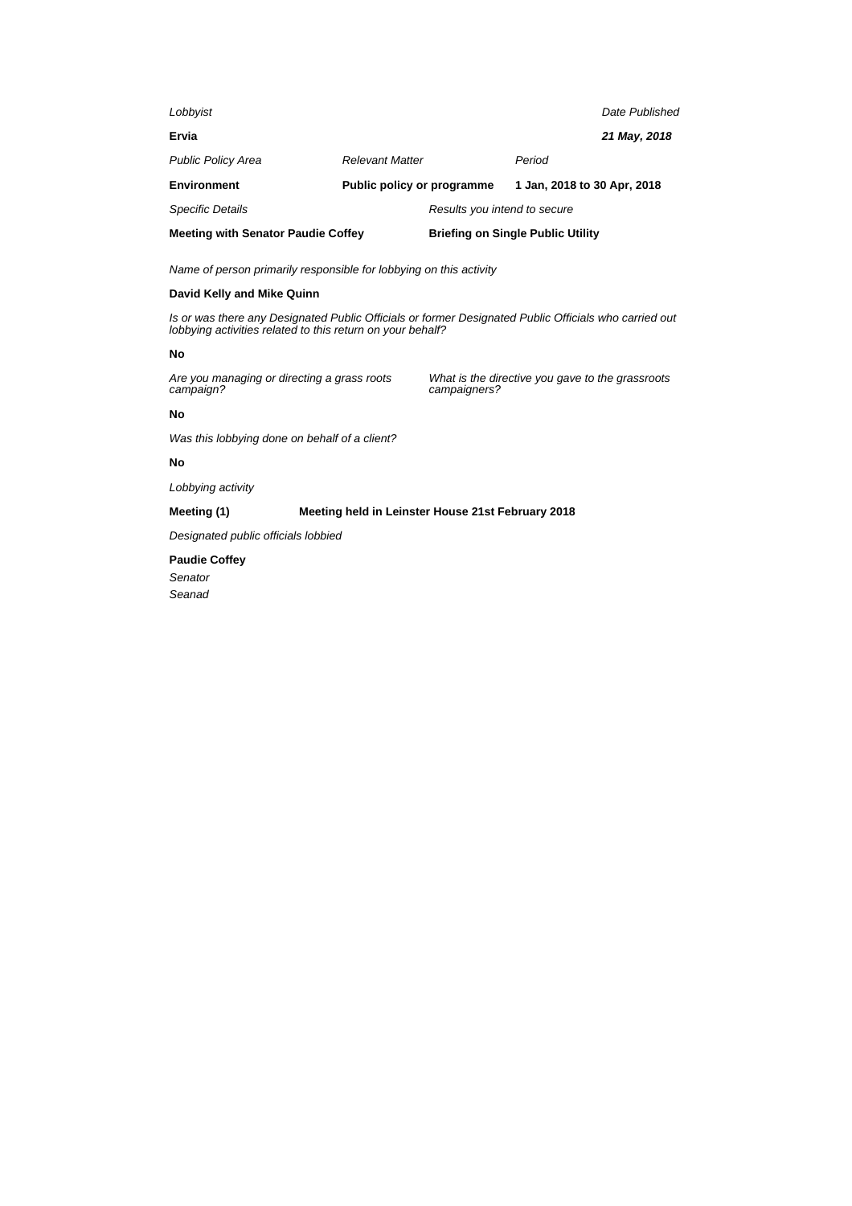*Lobbyist* | *Date Published*

**Ervia** | ***21 May, 2018***

| *Public Policy Area* | *Relevant Matter* | *Period* |
|---|---|---|
| **Environment** | **Public policy or programme** | **1 Jan, 2018 to 30 Apr, 2018** |

| *Specific Details* | *Results you intend to secure* |
|---|---|
| **Meeting with Senator Paudie Coffey** | **Briefing on Single Public Utility** |

*Name of person primarily responsible for lobbying on this activity*

**David Kelly and Mike Quinn**

*Is or was there any Designated Public Officials or former Designated Public Officials who carried out lobbying activities related to this return on your behalf?*

**No**

*Are you managing or directing a grass roots campaign?*

*What is the directive you gave to the grassroots campaigners?*

**No**

*Was this lobbying done on behalf of a client?*

**No**

*Lobbying activity*

**Meeting (1)** **Meeting held in Leinster House 21st February 2018**

*Designated public officials lobbied*

**Paudie Coffey**

*Senator*

*Seanad*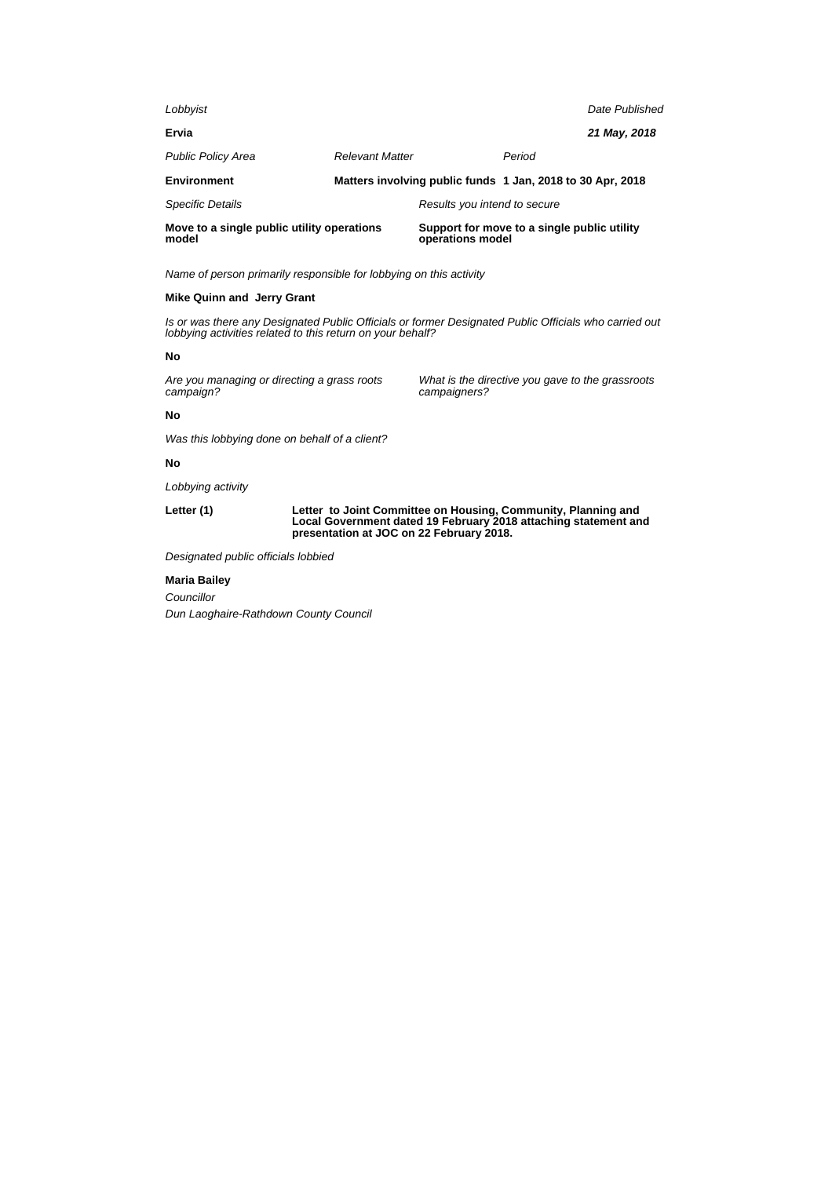*Lobbyist*

**Ervia**

*Date Published*

***21 May, 2018***

| *Public Policy Area* | *Relevant Matter* | *Period* |
| --- | --- | --- |
| **Environment** | **Matters involving public funds** | **1 Jan, 2018 to 30 Apr, 2018** |

| *Specific Details* | *Results you intend to secure* |
| --- | --- |
| **Move to a single public utility operations model** | **Support for move to a single public utility operations model** |

*Name of person primarily responsible for lobbying on this activity*

**Mike Quinn and Jerry Grant**

*Is or was there any Designated Public Officials or former Designated Public Officials who carried out lobbying activities related to this return on your behalf?*

**No**

*Are you managing or directing a grass roots campaign?*

*What is the directive you gave to the grassroots campaigners?*

**No**

*Was this lobbying done on behalf of a client?*

**No**

*Lobbying activity*

| | |
| --- | --- |
| **Letter (1)** | **Letter to Joint Committee on Housing, Community, Planning and Local Government dated 19 February 2018 attaching statement and presentation at JOC on 22 February 2018.** |

*Designated public officials lobbied*

**Maria Bailey**

*Councillor*

*Dun Laoghaire-Rathdown County Council*